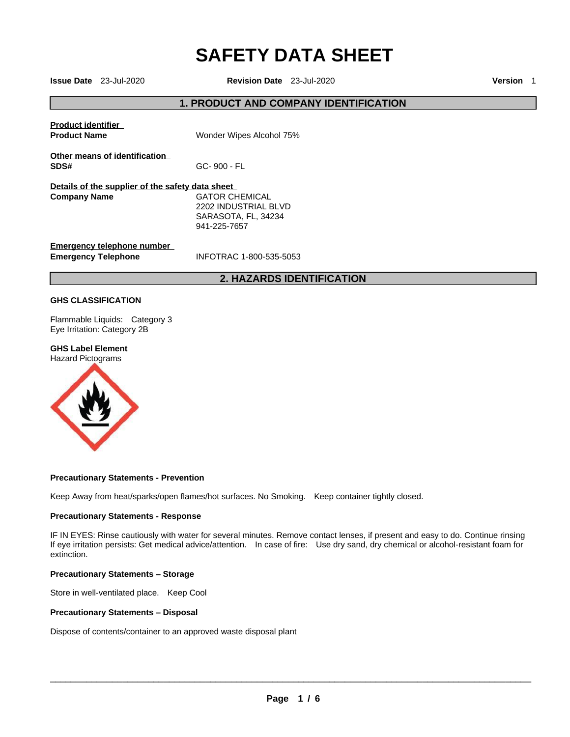# SAFETY DATA SHEET

**Issue Date** 23-Jul-2020 **Revision Date** 23-Jul-2020 **Version** 1

## 1. PRODUCT AND COMPANY IDENTIFICATION

**Product identifier**

**Product Name** Wonder Wipes Alcohol 75%

**Other means of identification**

**SDS#** GC- 900 - FL

**Details of the supplier of the safety data sheet**

**Company Name** GATOR CHEMICAL
2202 INDUSTRIAL BLVD
SARASOTA, FL, 34234
941-225-7657

**Emergency telephone number**

**Emergency Telephone** INFOTRAC 1-800-535-5053

## 2. HAZARDS IDENTIFICATION

**GHS CLASSIFICATION**

Flammable Liquids: Category 3
Eye Irritation: Category 2B

**GHS Label Element**
Hazard Pictograms

**Precautionary Statements - Prevention**

Keep Away from heat/sparks/open flames/hot surfaces. No Smoking. Keep container tightly closed.

**Precautionary Statements - Response**

IF IN EYES: Rinse cautiously with water for several minutes. Remove contact lenses, if present and easy to do. Continue rinsing If eye irritation persists: Get medical advice/attention. In case of fire: Use dry sand, dry chemical or alcohol-resistant foam for extinction.

**Precautionary Statements – Storage**

Store in well-ventilated place. Keep Cool

**Precautionary Statements – Disposal**

Dispose of contents/container to an approved waste disposal plant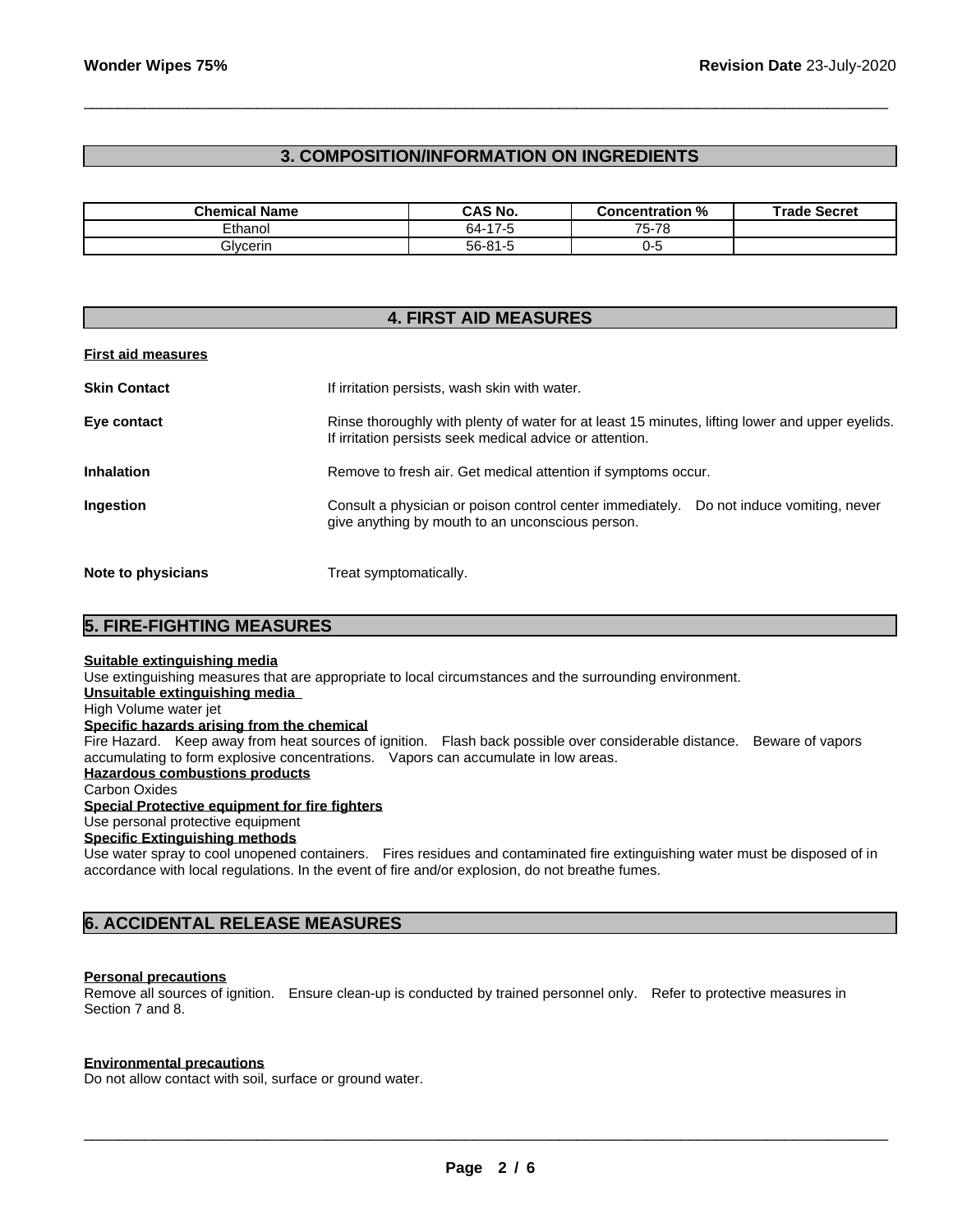## 3. COMPOSITION/INFORMATION ON INGREDIENTS

| Chemical Name | CAS No. | Concentration % | Trade Secret |
|---|---|---|---|
| Ethanol | 64-17-5 | 75-78 | |
| Glycerin | 56-81-5 | 0-5 | |

## 4. FIRST AID MEASURES

**First aid measures**

**Skin Contact**
If irritation persists, wash skin with water.

**Eye contact**
Rinse thoroughly with plenty of water for at least 15 minutes, lifting lower and upper eyelids. If irritation persists seek medical advice or attention.

**Inhalation**
Remove to fresh air. Get medical attention if symptoms occur.

**Ingestion**
Consult a physician or poison control center immediately. Do not induce vomiting, never give anything by mouth to an unconscious person.

**Note to physicians**
Treat symptomatically.

## 5. FIRE-FIGHTING MEASURES

**Suitable extinguishing media**
Use extinguishing measures that are appropriate to local circumstances and the surrounding environment.

**Unsuitable extinguishing media**
High Volume water jet

**Specific hazards arising from the chemical**
Fire Hazard. Keep away from heat sources of ignition. Flash back possible over considerable distance. Beware of vapors accumulating to form explosive concentrations. Vapors can accumulate in low areas.

**Hazardous combustions products**
Carbon Oxides

**Special Protective equipment for fire fighters**
Use personal protective equipment

**Specific Extinguishing methods**
Use water spray to cool unopened containers. Fires residues and contaminated fire extinguishing water must be disposed of in accordance with local regulations. In the event of fire and/or explosion, do not breathe fumes.

## 6. ACCIDENTAL RELEASE MEASURES

**Personal precautions**
Remove all sources of ignition. Ensure clean-up is conducted by trained personnel only. Refer to protective measures in Section 7 and 8.

**Environmental precautions**
Do not allow contact with soil, surface or ground water.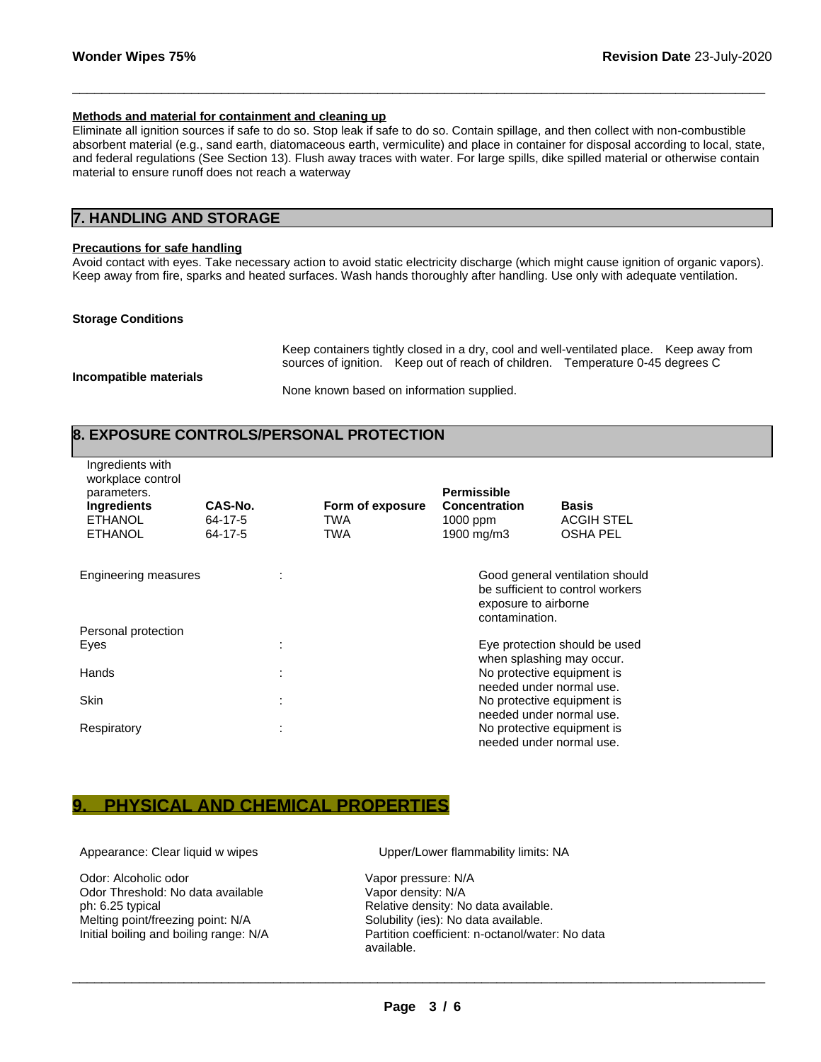**Methods and material for containment and cleaning up**

Eliminate all ignition sources if safe to do so. Stop leak if safe to do so. Contain spillage, and then collect with non-combustible absorbent material (e.g., sand earth, diatomaceous earth, vermiculite) and place in container for disposal according to local, state, and federal regulations (See Section 13). Flush away traces with water. For large spills, dike spilled material or otherwise contain material to ensure runoff does not reach a waterway

## 7. HANDLING AND STORAGE

**Precautions for safe handling**

Avoid contact with eyes. Take necessary action to avoid static electricity discharge (which might cause ignition of organic vapors). Keep away from fire, sparks and heated surfaces. Wash hands thoroughly after handling. Use only with adequate ventilation.

**Storage Conditions**

Keep containers tightly closed in a dry, cool and well-ventilated place. Keep away from sources of ignition. Keep out of reach of children. Temperature 0-45 degrees C

**Incompatible materials**

None known based on information supplied.

## 8. EXPOSURE CONTROLS/PERSONAL PROTECTION

Ingredients with workplace control parameters.

| Ingredients | CAS-No. | Form of exposure | Permissible Concentration | Basis |
|---|---|---|---|---|
| ETHANOL | 64-17-5 | TWA | 1000 ppm | ACGIH STEL |
| ETHANOL | 64-17-5 | TWA | 1900 mg/m3 | OSHA PEL |

Engineering measures : Good general ventilation should be sufficient to control workers exposure to airborne contamination.

Personal protection

Eyes : Eye protection should be used when splashing may occur.

Hands : No protective equipment is needed under normal use.

Skin : No protective equipment is needed under normal use.

Respiratory : No protective equipment is needed under normal use.

## 9. PHYSICAL AND CHEMICAL PROPERTIES

Appearance: Clear liquid w wipes

Odor: Alcoholic odor
Odor Threshold: No data available
ph: 6.25 typical
Melting point/freezing point: N/A
Initial boiling and boiling range: N/A

Upper/Lower flammability limits: NA

Vapor pressure: N/A
Vapor density: N/A
Relative density: No data available.
Solubility (ies): No data available.
Partition coefficient: n-octanol/water: No data available.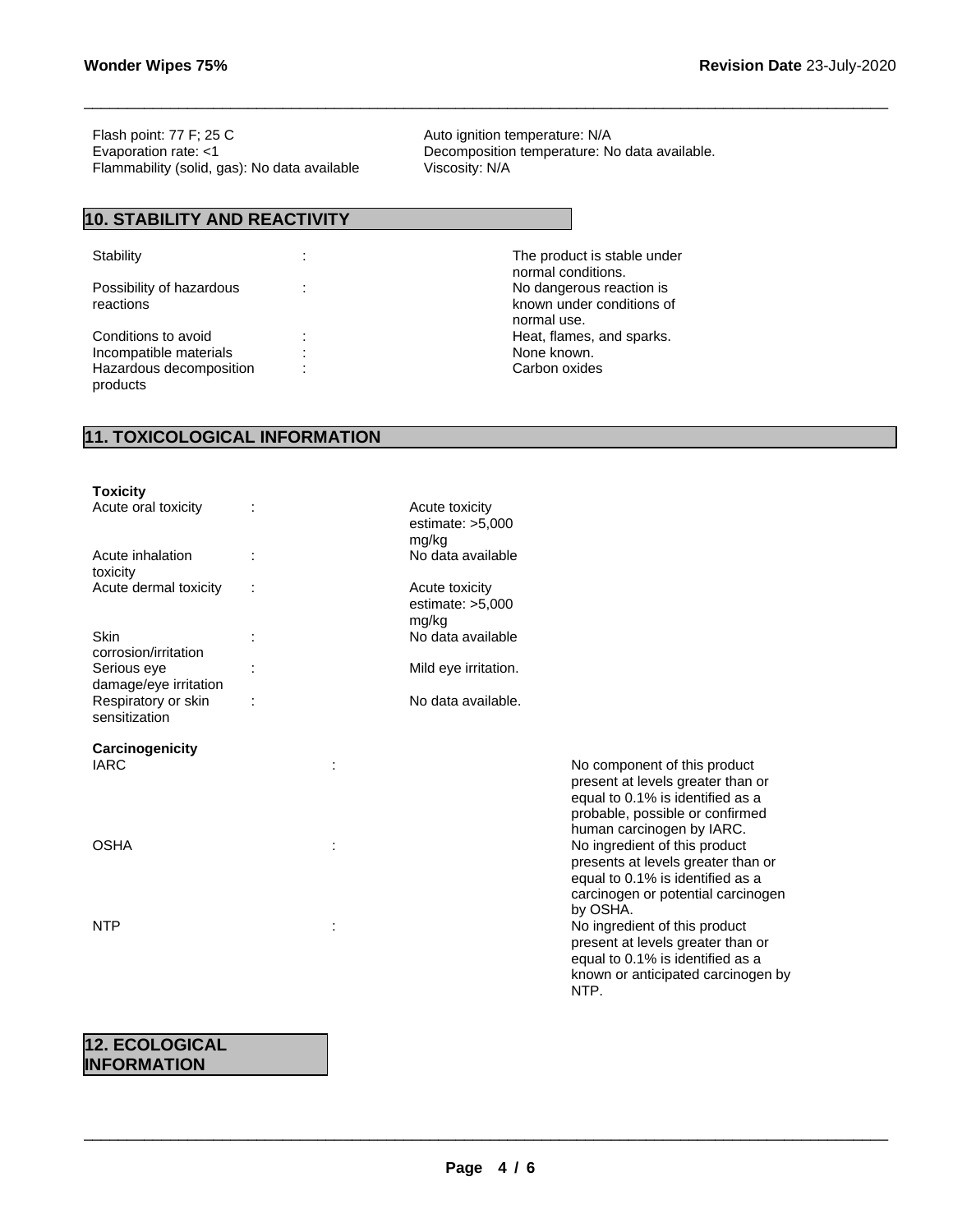Flash point: 77 F; 25 C
Evaporation rate: <1
Flammability (solid, gas): No data available

Auto ignition temperature: N/A
Decomposition temperature: No data available.
Viscosity: N/A

## 10. STABILITY AND REACTIVITY

| | | |
|---|---|---|
| Stability | : | The product is stable under normal conditions. |
| Possibility of hazardous reactions | : | No dangerous reaction is known under conditions of normal use. |
| Conditions to avoid | : | Heat, flames, and sparks. |
| Incompatible materials | : | None known. |
| Hazardous decomposition products | : | Carbon oxides |

## 11. TOXICOLOGICAL INFORMATION

**Toxicity**

| | | |
|---|---|---|
| Acute oral toxicity | : | Acute toxicity estimate: >5,000 mg/kg |
| Acute inhalation toxicity | : | No data available |
| Acute dermal toxicity | : | Acute toxicity estimate: >5,000 mg/kg |
| Skin corrosion/irritation | : | No data available |
| Serious eye damage/eye irritation | : | Mild eye irritation. |
| Respiratory or skin sensitization | : | No data available. |

**Carcinogenicity**

| | | |
|---|---|---|
| IARC | : | No component of this product present at levels greater than or equal to 0.1% is identified as a probable, possible or confirmed human carcinogen by IARC. |
| OSHA | : | No ingredient of this product presents at levels greater than or equal to 0.1% is identified as a carcinogen or potential carcinogen by OSHA. |
| NTP | : | No ingredient of this product present at levels greater than or equal to 0.1% is identified as a known or anticipated carcinogen by NTP. |

## 12. ECOLOGICAL INFORMATION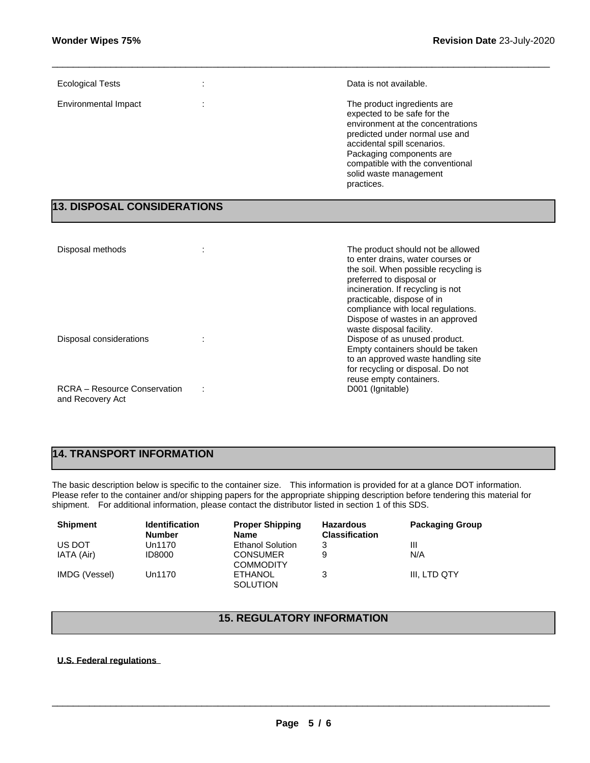| | | |
|---|---|---|
| Ecological Tests | : | Data is not available. |
| Environmental Impact | : | The product ingredients are expected to be safe for the environment at the concentrations predicted under normal use and accidental spill scenarios. Packaging components are compatible with the conventional solid waste management practices. |

## 13. DISPOSAL CONSIDERATIONS

| | | |
|---|---|---|
| Disposal methods | : | The product should not be allowed to enter drains, water courses or the soil. When possible recycling is preferred to disposal or incineration. If recycling is not practicable, dispose of in compliance with local regulations. Dispose of wastes in an approved waste disposal facility. |
| Disposal considerations | : | Dispose of as unused product. Empty containers should be taken to an approved waste handling site for recycling or disposal. Do not reuse empty containers. |
| RCRA – Resource Conservation and Recovery Act | : | D001 (Ignitable) |

## 14. TRANSPORT INFORMATION

The basic description below is specific to the container size. This information is provided for at a glance DOT information. Please refer to the container and/or shipping papers for the appropriate shipping description before tendering this material for shipment. For additional information, please contact the distributor listed in section 1 of this SDS.

| Shipment | Identification Number | Proper Shipping Name | Hazardous Classification | Packaging Group |
|---|---|---|---|---|
| US DOT | Un1170 | Ethanol Solution | 3 | III |
| IATA (Air) | ID8000 | CONSUMER COMMODITY | 9 | N/A |
| IMDG (Vessel) | Un1170 | ETHANOL SOLUTION | 3 | III, LTD QTY |

## 15. REGULATORY INFORMATION

**U.S. Federal regulations**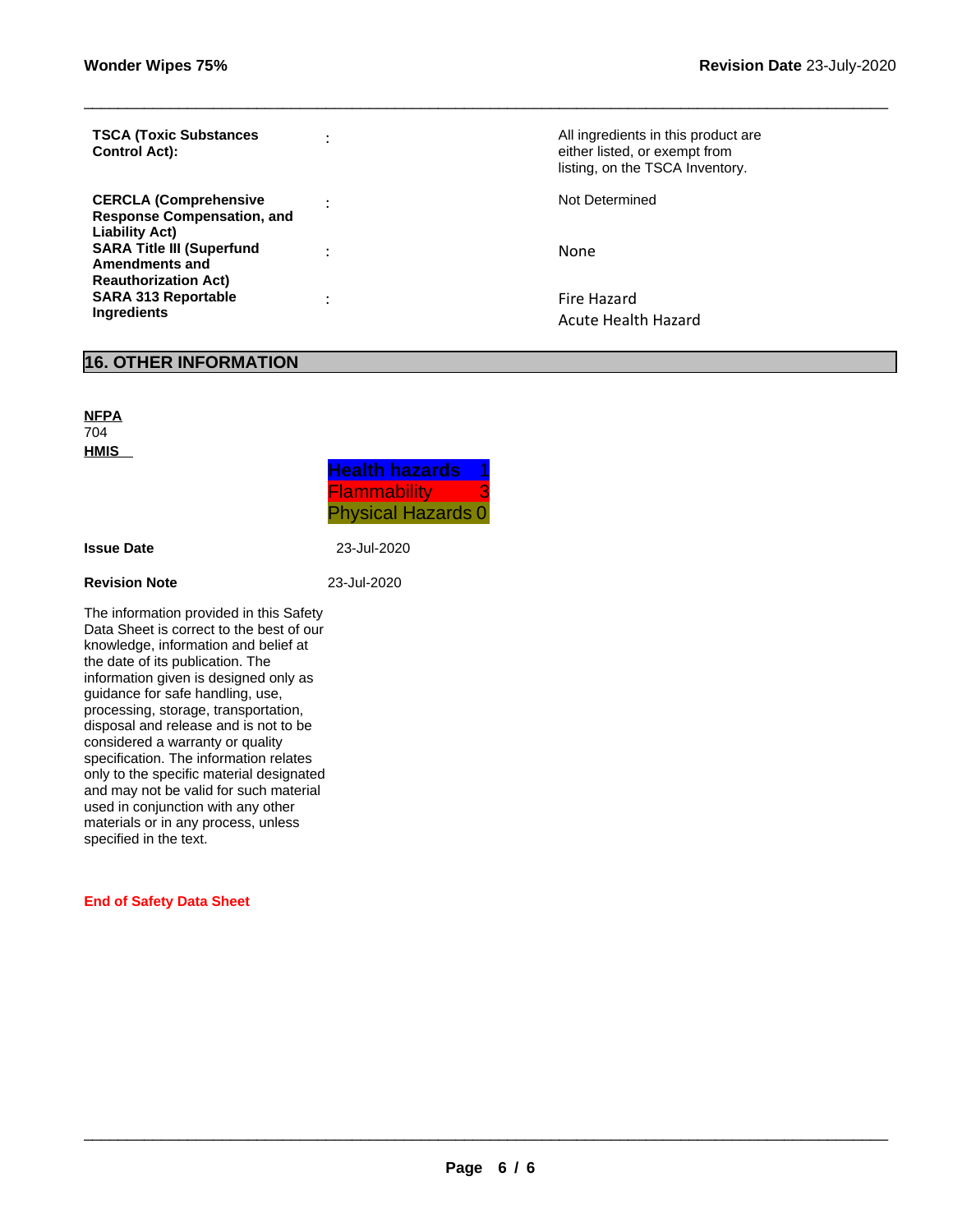| | | |
|---|---|---|
| **TSCA (Toxic Substances Control Act):** | : | All ingredients in this product are either listed, or exempt from listing, on the TSCA Inventory. |
| **CERCLA (Comprehensive Response Compensation, and Liability Act)** | : | Not Determined |
| **SARA Title III (Superfund Amendments and Reauthorization Act)** | : | None |
| **SARA 313 Reportable Ingredients** | : | Fire Hazard<br>Acute Health Hazard |

## 16. OTHER INFORMATION

**NFPA**
704
**HMIS**

| | |
|---|---|
| Health hazards | 1 |
| Flammability | 3 |
| Physical Hazards | 0 |

**Issue Date** 23-Jul-2020

**Revision Note** 23-Jul-2020

The information provided in this Safety Data Sheet is correct to the best of our knowledge, information and belief at the date of its publication. The information given is designed only as guidance for safe handling, use, processing, storage, transportation, disposal and release and is not to be considered a warranty or quality specification. The information relates only to the specific material designated and may not be valid for such material used in conjunction with any other materials or in any process, unless specified in the text.

**End of Safety Data Sheet**